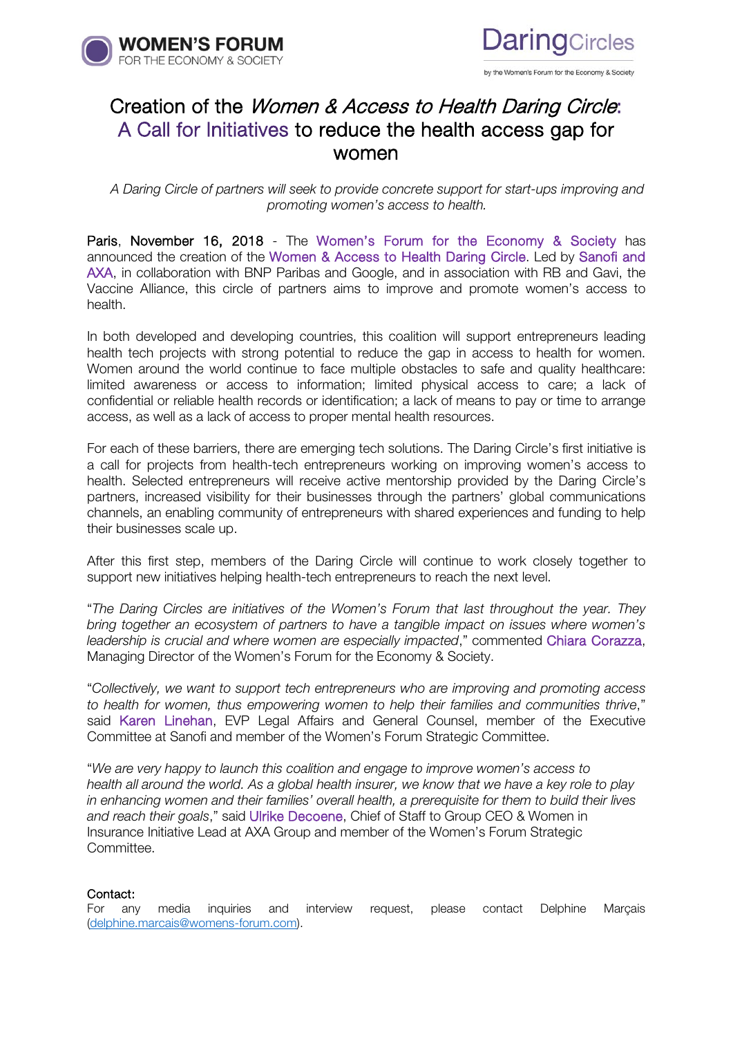# Creation of the *Women & Access to Health Daring Circle*: A Call for Initiatives to reduce the health access gap for women

*A Daring Circle of partners will seek to provide concrete support for start-ups improving and promoting women's access to health.*

Paris, November 16, 2018 - The Women's Forum for the Economy & Society has announced the creation of the Women & Access to Health Daring Circle. Led by Sanofi and AXA, in collaboration with BNP Paribas and Google, and in association with RB and Gavi, the Vaccine Alliance, this circle of partners aims to improve and promote women's access to health.

In both developed and developing countries, this coalition will support entrepreneurs leading health tech projects with strong potential to reduce the gap in access to health for women. Women around the world continue to face multiple obstacles to safe and quality healthcare: limited awareness or access to information; limited physical access to care; a lack of confidential or reliable health records or identification; a lack of means to pay or time to arrange access, as well as a lack of access to proper mental health resources.

For each of these barriers, there are emerging tech solutions. The Daring Circle's first initiative is a call for projects from health-tech entrepreneurs working on improving women's access to health. Selected entrepreneurs will receive active mentorship provided by the Daring Circle's partners, increased visibility for their businesses through the partners' global communications channels, an enabling community of entrepreneurs with shared experiences and funding to help their businesses scale up.

After this first step, members of the Daring Circle will continue to work closely together to support new initiatives helping health-tech entrepreneurs to reach the next level.

"*The Daring Circles are initiatives of the Women's Forum that last throughout the year. They bring together an ecosystem of partners to have a tangible impact on issues where women's leadership is crucial and where women are especially impacted*," commented Chiara Corazza, Managing Director of the Women's Forum for the Economy & Society.

"*Collectively, we want to support tech entrepreneurs who are improving and promoting access to health for women, thus empowering women to help their families and communities thrive*," said Karen Linehan, EVP Legal Affairs and General Counsel, member of the Executive Committee at Sanofi and member of the Women's Forum Strategic Committee.

"*We are very happy to launch this coalition and engage to improve women's access to health all around the world. As a global health insurer, we know that we have a key role to play in enhancing women and their families' overall health, a prerequisite for them to build their lives and reach their goals*," said Ulrike Decoene, Chief of Staff to Group CEO & Women in Insurance Initiative Lead at AXA Group and member of the Women's Forum Strategic Committee.

**Contact:**
For any media inquiries and interview request, please contact Delphine Marçais (delphine.marcais@womens-forum.com).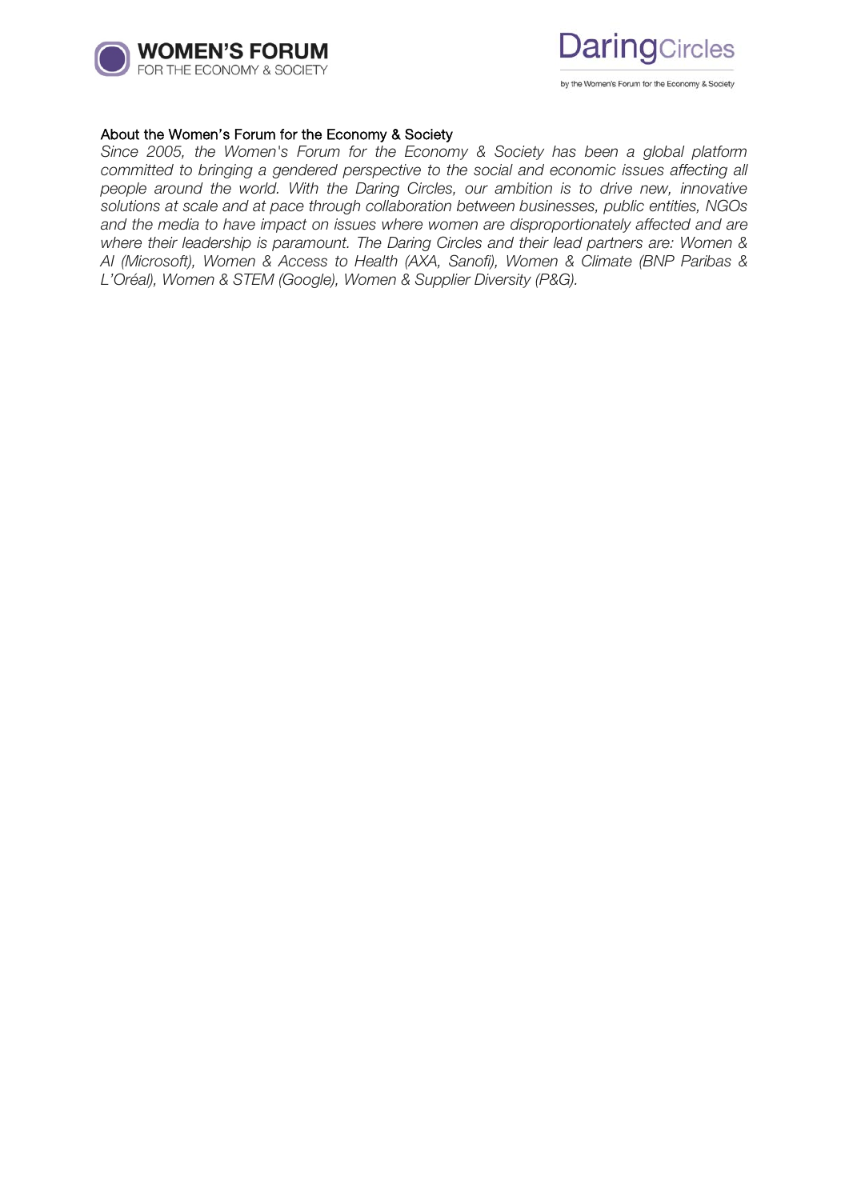About the Women's Forum for the Economy & Society

*Since 2005, the Women's Forum for the Economy & Society has been a global platform committed to bringing a gendered perspective to the social and economic issues affecting all people around the world. With the Daring Circles, our ambition is to drive new, innovative solutions at scale and at pace through collaboration between businesses, public entities, NGOs and the media to have impact on issues where women are disproportionately affected and are where their leadership is paramount. The Daring Circles and their lead partners are: Women & AI (Microsoft), Women & Access to Health (AXA, Sanofi), Women & Climate (BNP Paribas & L'Oréal), Women & STEM (Google), Women & Supplier Diversity (P&G).*